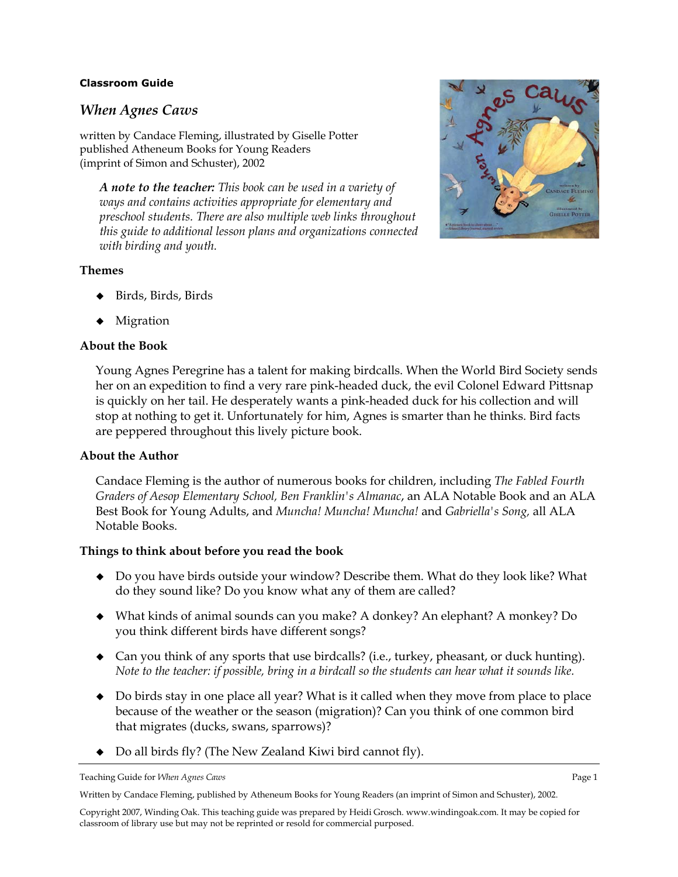**Classroom Guide**

# *When Agnes Caws*

written by Candace Fleming, illustrated by Giselle Potter
published Atheneum Books for Young Readers
(imprint of Simon and Schuster), 2002

> ***A note to the teacher:*** *This book can be used in a variety of ways and contains activities appropriate for elementary and preschool students. There are also multiple web links throughout this guide to additional lesson plans and organizations connected with birding and youth.*

## Themes

- Birds, Birds, Birds
- Migration

## About the Book

Young Agnes Peregrine has a talent for making birdcalls. When the World Bird Society sends her on an expedition to find a very rare pink-headed duck, the evil Colonel Edward Pittsnap is quickly on her tail. He desperately wants a pink-headed duck for his collection and will stop at nothing to get it. Unfortunately for him, Agnes is smarter than he thinks. Bird facts are peppered throughout this lively picture book.

## About the Author

Candace Fleming is the author of numerous books for children, including *The Fabled Fourth Graders of Aesop Elementary School, Ben Franklin's Almanac*, an ALA Notable Book and an ALA Best Book for Young Adults, and *Muncha! Muncha! Muncha!* and *Gabriella's Song,* all ALA Notable Books.

## Things to think about before you read the book

- Do you have birds outside your window? Describe them. What do they look like? What do they sound like? Do you know what any of them are called?
- What kinds of animal sounds can you make? A donkey? An elephant? A monkey? Do you think different birds have different songs?
- Can you think of any sports that use birdcalls? (i.e., turkey, pheasant, or duck hunting). *Note to the teacher: if possible, bring in a birdcall so the students can hear what it sounds like.*
- Do birds stay in one place all year? What is it called when they move from place to place because of the weather or the season (migration)? Can you think of one common bird that migrates (ducks, swans, sparrows)?
- Do all birds fly? (The New Zealand Kiwi bird cannot fly).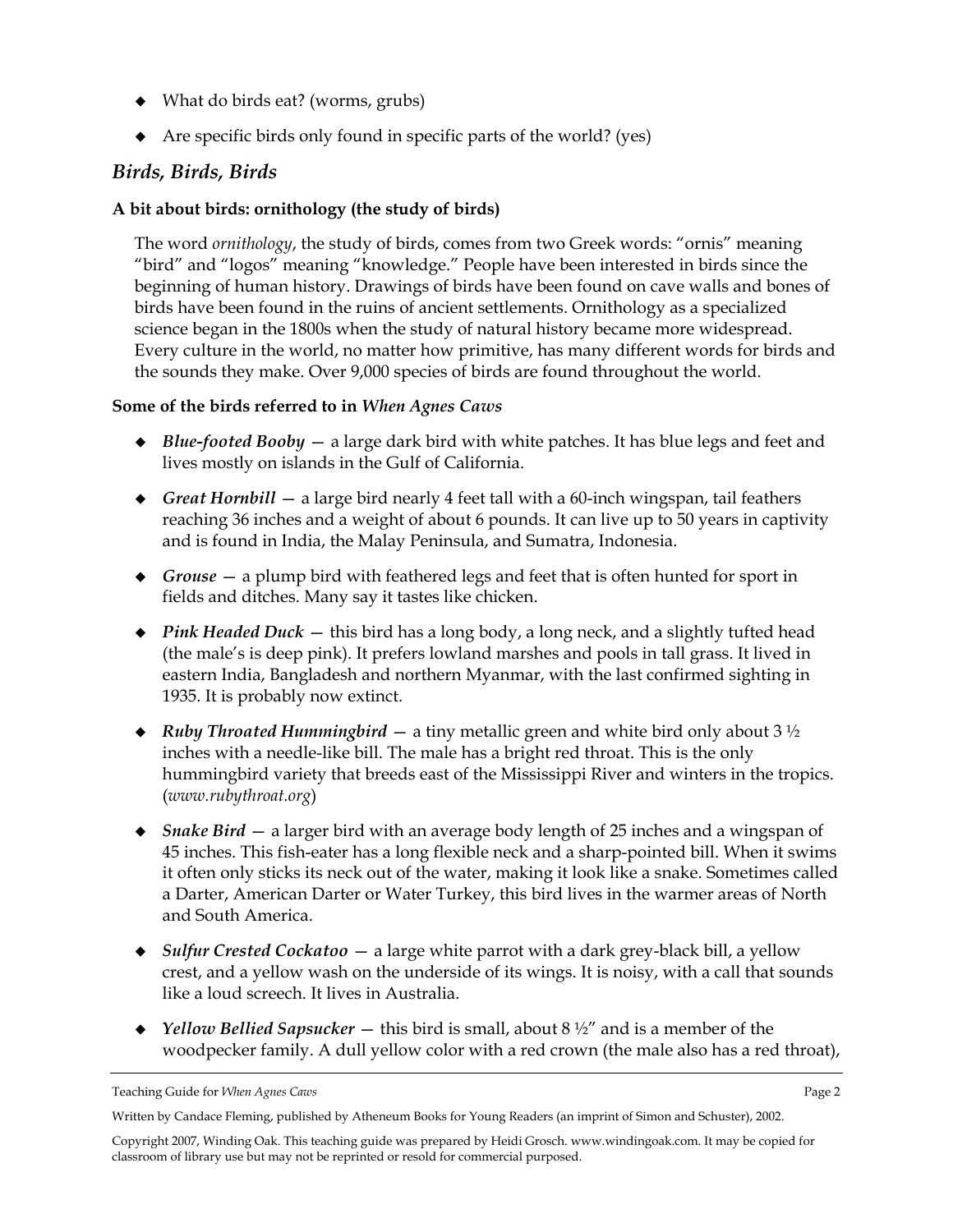- What do birds eat? (worms, grubs)
- Are specific birds only found in specific parts of the world? (yes)

## *Birds, Birds, Birds*

### A bit about birds: ornithology (the study of birds)

The word *ornithology*, the study of birds, comes from two Greek words: "ornis" meaning "bird" and "logos" meaning "knowledge." People have been interested in birds since the beginning of human history. Drawings of birds have been found on cave walls and bones of birds have been found in the ruins of ancient settlements. Ornithology as a specialized science began in the 1800s when the study of natural history became more widespread. Every culture in the world, no matter how primitive, has many different words for birds and the sounds they make. Over 9,000 species of birds are found throughout the world.

### Some of the birds referred to in *When Agnes Caws*

- ***Blue-footed Booby*** — a large dark bird with white patches. It has blue legs and feet and lives mostly on islands in the Gulf of California.
- ***Great Hornbill*** — a large bird nearly 4 feet tall with a 60-inch wingspan, tail feathers reaching 36 inches and a weight of about 6 pounds. It can live up to 50 years in captivity and is found in India, the Malay Peninsula, and Sumatra, Indonesia.
- ***Grouse*** — a plump bird with feathered legs and feet that is often hunted for sport in fields and ditches. Many say it tastes like chicken.
- ***Pink Headed Duck*** — this bird has a long body, a long neck, and a slightly tufted head (the male's is deep pink). It prefers lowland marshes and pools in tall grass. It lived in eastern India, Bangladesh and northern Myanmar, with the last confirmed sighting in 1935. It is probably now extinct.
- ***Ruby Throated Hummingbird*** — a tiny metallic green and white bird only about 3 ½ inches with a needle-like bill. The male has a bright red throat. This is the only hummingbird variety that breeds east of the Mississippi River and winters in the tropics. (*www.rubythroat.org*)
- ***Snake Bird*** — a larger bird with an average body length of 25 inches and a wingspan of 45 inches. This fish-eater has a long flexible neck and a sharp-pointed bill. When it swims it often only sticks its neck out of the water, making it look like a snake. Sometimes called a Darter, American Darter or Water Turkey, this bird lives in the warmer areas of North and South America.
- ***Sulfur Crested Cockatoo*** — a large white parrot with a dark grey-black bill, a yellow crest, and a yellow wash on the underside of its wings. It is noisy, with a call that sounds like a loud screech. It lives in Australia.
- ***Yellow Bellied Sapsucker*** — this bird is small, about 8 ½" and is a member of the woodpecker family. A dull yellow color with a red crown (the male also has a red throat),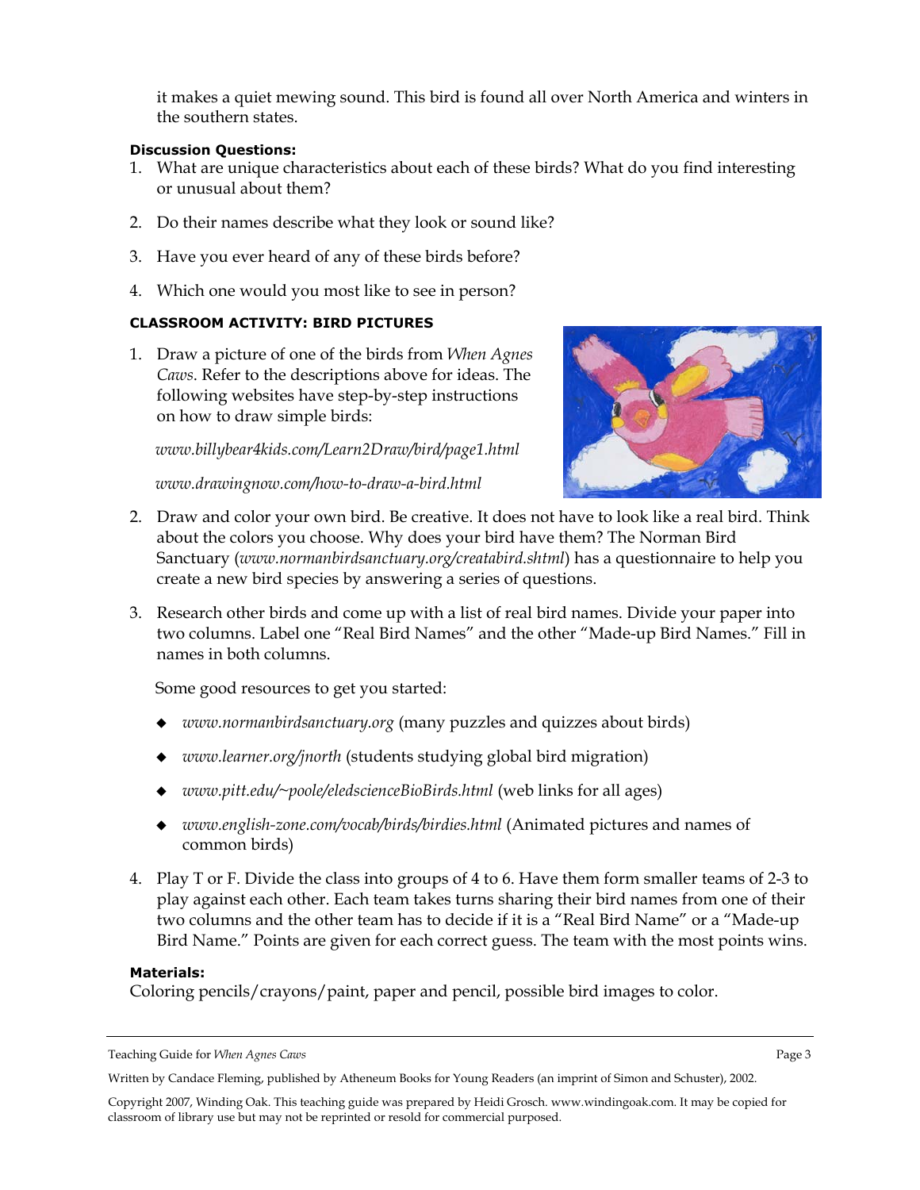it makes a quiet mewing sound. This bird is found all over North America and winters in the southern states.

**Discussion Questions:**

1. What are unique characteristics about each of these birds? What do you find interesting or unusual about them?
2. Do their names describe what they look or sound like?
3. Have you ever heard of any of these birds before?
4. Which one would you most like to see in person?

**CLASSROOM ACTIVITY: BIRD PICTURES**

1. Draw a picture of one of the birds from *When Agnes Caws*. Refer to the descriptions above for ideas. The following websites have step-by-step instructions on how to draw simple birds:

   *www.billybear4kids.com/Learn2Draw/bird/page1.html*

   *www.drawingnow.com/how-to-draw-a-bird.html*

2. Draw and color your own bird. Be creative. It does not have to look like a real bird. Think about the colors you choose. Why does your bird have them? The Norman Bird Sanctuary (*www.normanbirdsanctuary.org/creatabird.shtml*) has a questionnaire to help you create a new bird species by answering a series of questions.

3. Research other birds and come up with a list of real bird names. Divide your paper into two columns. Label one "Real Bird Names" and the other "Made-up Bird Names." Fill in names in both columns.

   Some good resources to get you started:

   - *www.normanbirdsanctuary.org* (many puzzles and quizzes about birds)
   - *www.learner.org/jnorth* (students studying global bird migration)
   - *www.pitt.edu/~poole/eledscienceBioBirds.html* (web links for all ages)
   - *www.english-zone.com/vocab/birds/birdies.html* (Animated pictures and names of common birds)

4. Play T or F. Divide the class into groups of 4 to 6. Have them form smaller teams of 2-3 to play against each other. Each team takes turns sharing their bird names from one of their two columns and the other team has to decide if it is a "Real Bird Name" or a "Made-up Bird Name." Points are given for each correct guess. The team with the most points wins.

**Materials:**
Coloring pencils/crayons/paint, paper and pencil, possible bird images to color.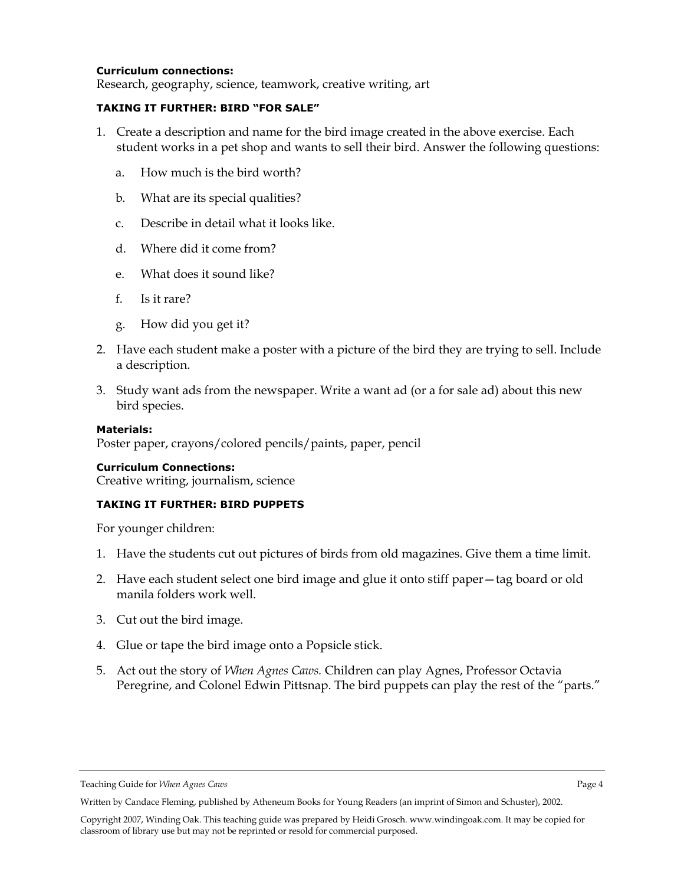**Curriculum connections:**
Research, geography, science, teamwork, creative writing, art

### TAKING IT FURTHER: BIRD "FOR SALE"

1. Create a description and name for the bird image created in the above exercise. Each student works in a pet shop and wants to sell their bird. Answer the following questions:
   a. How much is the bird worth?
   b. What are its special qualities?
   c. Describe in detail what it looks like.
   d. Where did it come from?
   e. What does it sound like?
   f. Is it rare?
   g. How did you get it?
2. Have each student make a poster with a picture of the bird they are trying to sell. Include a description.
3. Study want ads from the newspaper. Write a want ad (or a for sale ad) about this new bird species.

**Materials:**
Poster paper, crayons/colored pencils/paints, paper, pencil

**Curriculum Connections:**
Creative writing, journalism, science

### TAKING IT FURTHER: BIRD PUPPETS

For younger children:

1. Have the students cut out pictures of birds from old magazines. Give them a time limit.
2. Have each student select one bird image and glue it onto stiff paper—tag board or old manila folders work well.
3. Cut out the bird image.
4. Glue or tape the bird image onto a Popsicle stick.
5. Act out the story of *When Agnes Caws.* Children can play Agnes, Professor Octavia Peregrine, and Colonel Edwin Pittsnap. The bird puppets can play the rest of the "parts."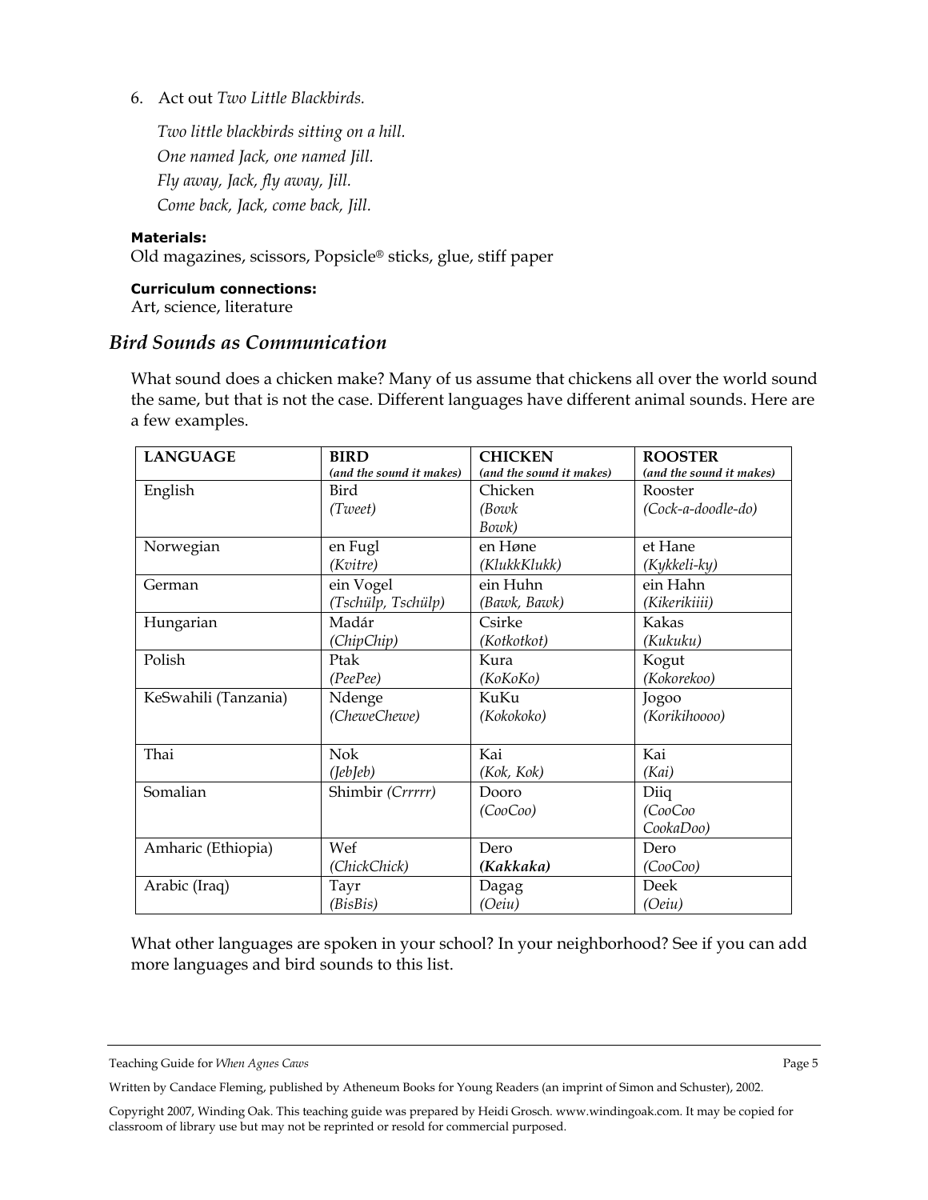6. Act out *Two Little Blackbirds.*

   *Two little blackbirds sitting on a hill.*
   *One named Jack, one named Jill.*
   *Fly away, Jack, fly away, Jill.*
   *Come back, Jack, come back, Jill.*

**Materials:**
Old magazines, scissors, Popsicle® sticks, glue, stiff paper

**Curriculum connections:**
Art, science, literature

## *Bird Sounds as Communication*

What sound does a chicken make? Many of us assume that chickens all over the world sound the same, but that is not the case. Different languages have different animal sounds. Here are a few examples.

| **LANGUAGE** | **BIRD** *(and the sound it makes)* | **CHICKEN** *(and the sound it makes)* | **ROOSTER** *(and the sound it makes)* |
|---|---|---|---|
| English | Bird *(Tweet)* | Chicken *(Bowk Bowk)* | Rooster *(Cock-a-doodle-do)* |
| Norwegian | en Fugl *(Kvitre)* | en Høne *(KlukkKlukk)* | et Hane *(Kykkeli-ky)* |
| German | ein Vogel *(Tschülp, Tschülp)* | ein Huhn *(Bawk, Bawk)* | ein Hahn *(Kikerikiiii)* |
| Hungarian | Madár *(ChipChip)* | Csirke *(Kotkotkot)* | Kakas *(Kukuku)* |
| Polish | Ptak *(PeePee)* | Kura *(KoKoKo)* | Kogut *(Kokorekoo)* |
| KeSwahili (Tanzania) | Ndenge *(CheweChewe)* | KuKu *(Kokokoko)* | Jogoo *(Korikihoooo)* |
| Thai | Nok *(JebJeb)* | Kai *(Kok, Kok)* | Kai *(Kai)* |
| Somalian | Shimbir *(Crrrrr)* | Dooro *(CooCoo)* | Diiq *(CooCoo CookaDoo)* |
| Amharic (Ethiopia) | Wef *(ChickChick)* | Dero ***(Kakkaka)*** | Dero *(CooCoo)* |
| Arabic (Iraq) | Tayr *(BisBis)* | Dagag *(Oeiu)* | Deek *(Oeiu)* |

What other languages are spoken in your school? In your neighborhood? See if you can add more languages and bird sounds to this list.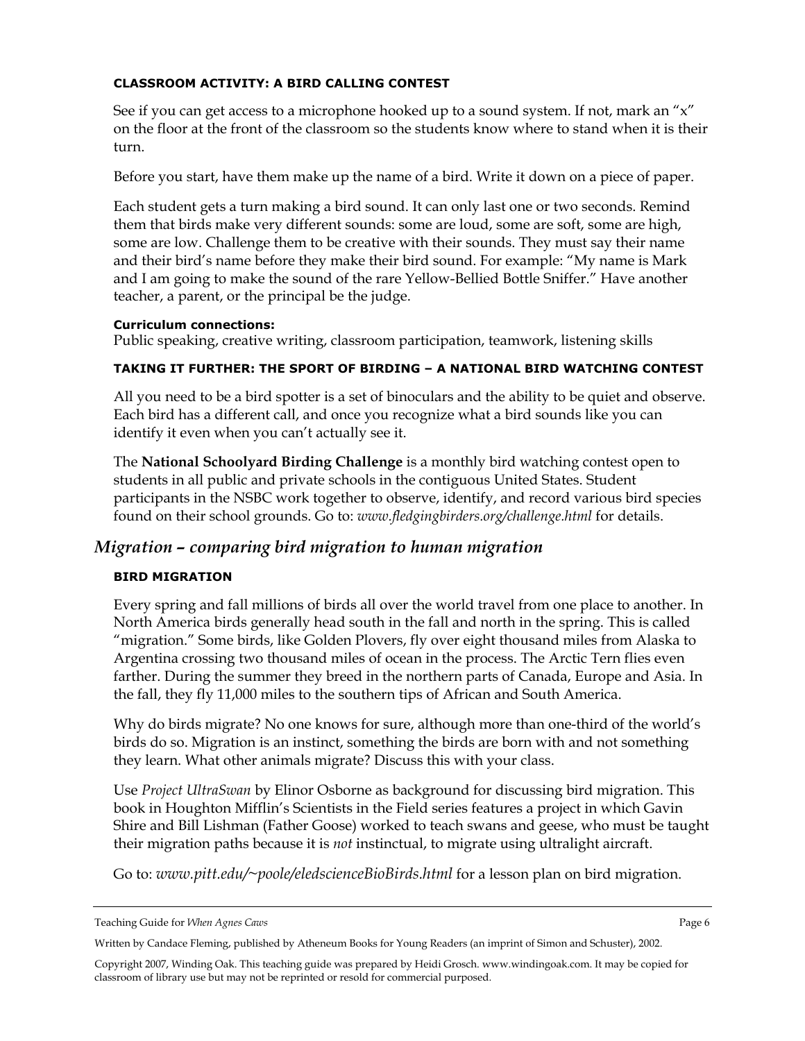#### CLASSROOM ACTIVITY: A BIRD CALLING CONTEST

See if you can get access to a microphone hooked up to a sound system. If not, mark an "x" on the floor at the front of the classroom so the students know where to stand when it is their turn.

Before you start, have them make up the name of a bird. Write it down on a piece of paper.

Each student gets a turn making a bird sound. It can only last one or two seconds. Remind them that birds make very different sounds: some are loud, some are soft, some are high, some are low. Challenge them to be creative with their sounds. They must say their name and their bird's name before they make their bird sound. For example: "My name is Mark and I am going to make the sound of the rare Yellow-Bellied Bottle Sniffer." Have another teacher, a parent, or the principal be the judge.

**Curriculum connections:**
Public speaking, creative writing, classroom participation, teamwork, listening skills

#### TAKING IT FURTHER: THE SPORT OF BIRDING – A NATIONAL BIRD WATCHING CONTEST

All you need to be a bird spotter is a set of binoculars and the ability to be quiet and observe. Each bird has a different call, and once you recognize what a bird sounds like you can identify it even when you can't actually see it.

The **National Schoolyard Birding Challenge** is a monthly bird watching contest open to students in all public and private schools in the contiguous United States. Student participants in the NSBC work together to observe, identify, and record various bird species found on their school grounds. Go to: *www.fledgingbirders.org/challenge.html* for details.

### *Migration – comparing bird migration to human migration*

#### BIRD MIGRATION

Every spring and fall millions of birds all over the world travel from one place to another. In North America birds generally head south in the fall and north in the spring. This is called "migration." Some birds, like Golden Plovers, fly over eight thousand miles from Alaska to Argentina crossing two thousand miles of ocean in the process. The Arctic Tern flies even farther. During the summer they breed in the northern parts of Canada, Europe and Asia. In the fall, they fly 11,000 miles to the southern tips of African and South America.

Why do birds migrate? No one knows for sure, although more than one-third of the world's birds do so. Migration is an instinct, something the birds are born with and not something they learn. What other animals migrate? Discuss this with your class.

Use *Project UltraSwan* by Elinor Osborne as background for discussing bird migration. This book in Houghton Mifflin's Scientists in the Field series features a project in which Gavin Shire and Bill Lishman (Father Goose) worked to teach swans and geese, who must be taught their migration paths because it is *not* instinctual, to migrate using ultralight aircraft.

Go to: *www.pitt.edu/~poole/eledscienceBioBirds.html* for a lesson plan on bird migration.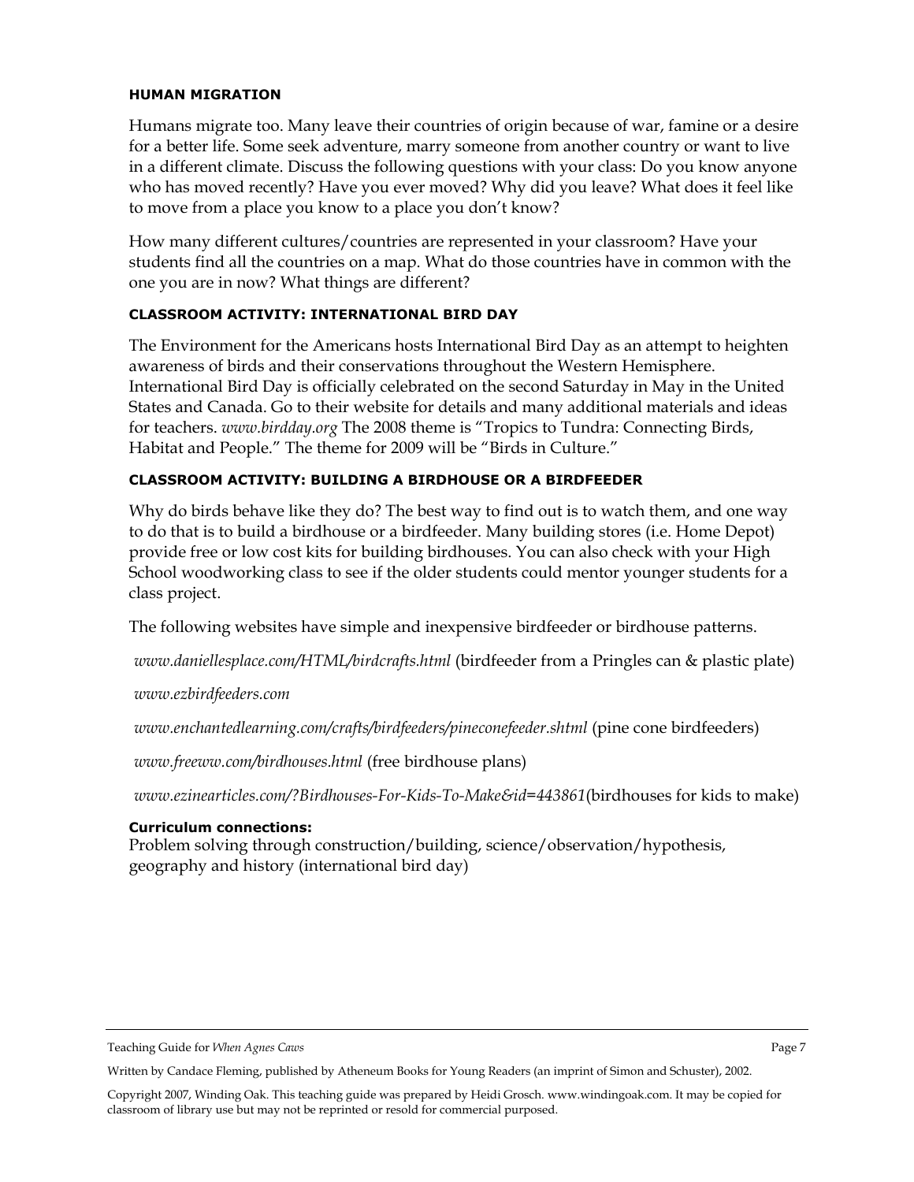### HUMAN MIGRATION

Humans migrate too. Many leave their countries of origin because of war, famine or a desire for a better life. Some seek adventure, marry someone from another country or want to live in a different climate. Discuss the following questions with your class: Do you know anyone who has moved recently? Have you ever moved? Why did you leave? What does it feel like to move from a place you know to a place you don't know?

How many different cultures/countries are represented in your classroom? Have your students find all the countries on a map. What do those countries have in common with the one you are in now? What things are different?

### CLASSROOM ACTIVITY: INTERNATIONAL BIRD DAY

The Environment for the Americans hosts International Bird Day as an attempt to heighten awareness of birds and their conservations throughout the Western Hemisphere. International Bird Day is officially celebrated on the second Saturday in May in the United States and Canada. Go to their website for details and many additional materials and ideas for teachers. *www.birdday.org* The 2008 theme is "Tropics to Tundra: Connecting Birds, Habitat and People." The theme for 2009 will be "Birds in Culture."

### CLASSROOM ACTIVITY: BUILDING A BIRDHOUSE OR A BIRDFEEDER

Why do birds behave like they do? The best way to find out is to watch them, and one way to do that is to build a birdhouse or a birdfeeder. Many building stores (i.e. Home Depot) provide free or low cost kits for building birdhouses. You can also check with your High School woodworking class to see if the older students could mentor younger students for a class project.

The following websites have simple and inexpensive birdfeeder or birdhouse patterns.

*www.daniellesplace.com/HTML/birdcrafts.html* (birdfeeder from a Pringles can & plastic plate)

*www.ezbirdfeeders.com*

*www.enchantedlearning.com/crafts/birdfeeders/pineconefeeder.shtml* (pine cone birdfeeders)

*www.freeww.com/birdhouses.html* (free birdhouse plans)

*www.ezinearticles.com/?Birdhouses-For-Kids-To-Make&id=443861*(birdhouses for kids to make)

**Curriculum connections:**
Problem solving through construction/building, science/observation/hypothesis, geography and history (international bird day)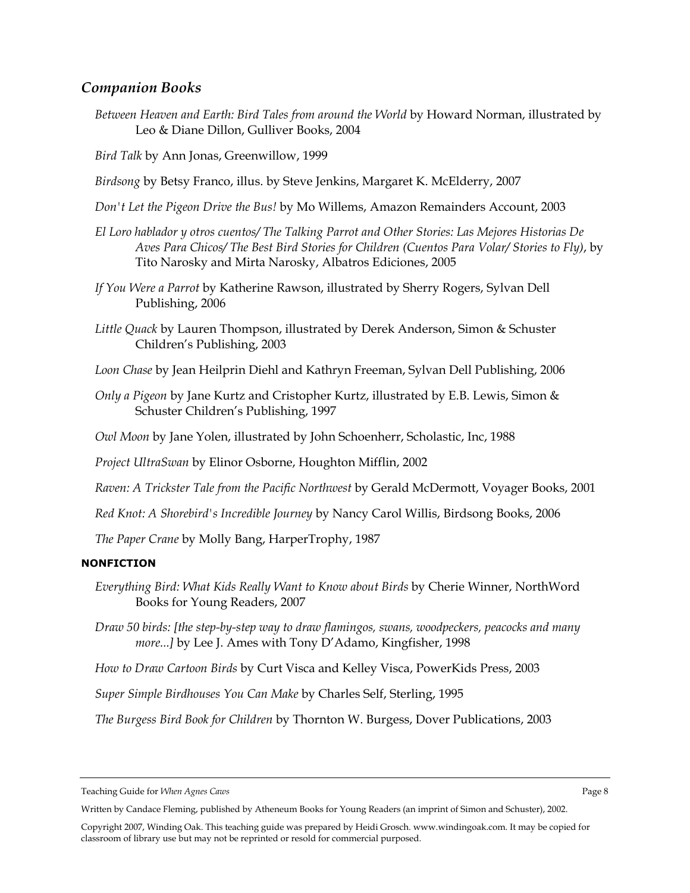## *Companion Books*

*Between Heaven and Earth: Bird Tales from around the World* by Howard Norman, illustrated by Leo & Diane Dillon, Gulliver Books, 2004

*Bird Talk* by Ann Jonas, Greenwillow, 1999

*Birdsong* by Betsy Franco, illus. by Steve Jenkins, Margaret K. McElderry, 2007

*Don't Let the Pigeon Drive the Bus!* by Mo Willems, Amazon Remainders Account, 2003

*El Loro hablador y otros cuentos/ The Talking Parrot and Other Stories: Las Mejores Historias De Aves Para Chicos/ The Best Bird Stories for Children (Cuentos Para Volar/ Stories to Fly)*, by Tito Narosky and Mirta Narosky, Albatros Ediciones, 2005

*If You Were a Parrot* by Katherine Rawson, illustrated by Sherry Rogers, Sylvan Dell Publishing, 2006

*Little Quack* by Lauren Thompson, illustrated by Derek Anderson, Simon & Schuster Children's Publishing, 2003

*Loon Chase* by Jean Heilprin Diehl and Kathryn Freeman, Sylvan Dell Publishing, 2006

*Only a Pigeon* by Jane Kurtz and Cristopher Kurtz, illustrated by E.B. Lewis, Simon & Schuster Children's Publishing, 1997

*Owl Moon* by Jane Yolen, illustrated by John Schoenherr, Scholastic, Inc, 1988

*Project UltraSwan* by Elinor Osborne, Houghton Mifflin, 2002

*Raven: A Trickster Tale from the Pacific Northwest* by Gerald McDermott, Voyager Books, 2001

*Red Knot: A Shorebird's Incredible Journey* by Nancy Carol Willis, Birdsong Books, 2006

*The Paper Crane* by Molly Bang, HarperTrophy, 1987

**NONFICTION**

*Everything Bird: What Kids Really Want to Know about Birds* by Cherie Winner, NorthWord Books for Young Readers, 2007

*Draw 50 birds: [the step-by-step way to draw flamingos, swans, woodpeckers, peacocks and many more...]* by Lee J. Ames with Tony D'Adamo, Kingfisher, 1998

*How to Draw Cartoon Birds* by Curt Visca and Kelley Visca, PowerKids Press, 2003

*Super Simple Birdhouses You Can Make* by Charles Self, Sterling, 1995

*The Burgess Bird Book for Children* by Thornton W. Burgess, Dover Publications, 2003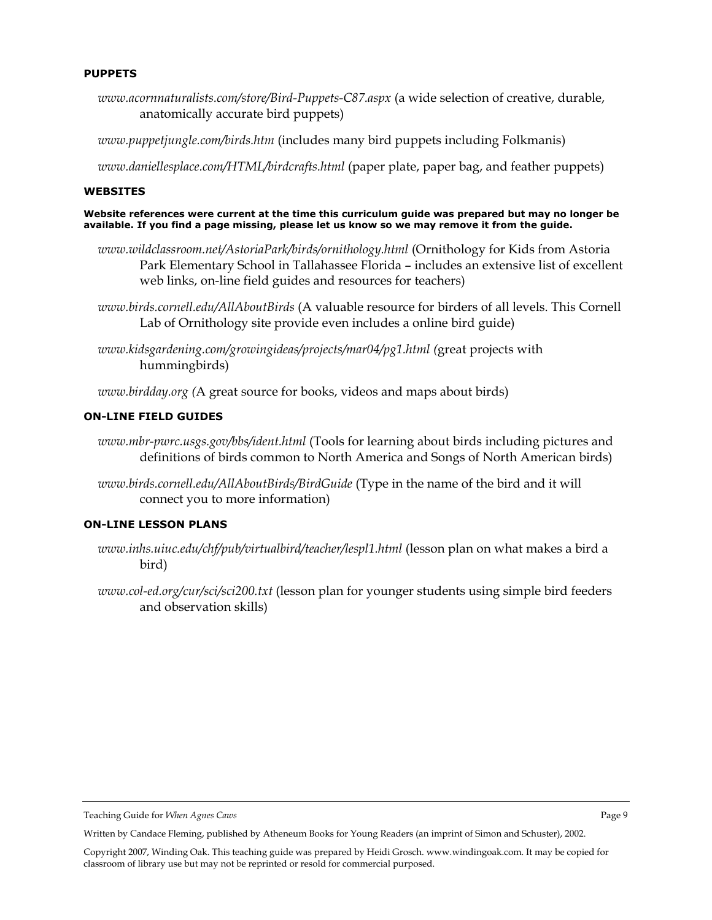#### PUPPETS

*www.acornnaturalists.com/store/Bird-Puppets-C87.aspx* (a wide selection of creative, durable, anatomically accurate bird puppets)

*www.puppetjungle.com/birds.htm* (includes many bird puppets including Folkmanis)

*www.daniellesplace.com/HTML/birdcrafts.html* (paper plate, paper bag, and feather puppets)

#### WEBSITES

**Website references were current at the time this curriculum guide was prepared but may no longer be available. If you find a page missing, please let us know so we may remove it from the guide.**

*www.wildclassroom.net/AstoriaPark/birds/ornithology.html* (Ornithology for Kids from Astoria Park Elementary School in Tallahassee Florida – includes an extensive list of excellent web links, on-line field guides and resources for teachers)

*www.birds.cornell.edu/AllAboutBirds* (A valuable resource for birders of all levels. This Cornell Lab of Ornithology site provide even includes a online bird guide)

*www.kidsgardening.com/growingideas/projects/mar04/pg1.html (*great projects with hummingbirds)

*www.birdday.org (*A great source for books, videos and maps about birds)

#### ON-LINE FIELD GUIDES

*www.mbr-pwrc.usgs.gov/bbs/ident.html* (Tools for learning about birds including pictures and definitions of birds common to North America and Songs of North American birds)

*www.birds.cornell.edu/AllAboutBirds/BirdGuide* (Type in the name of the bird and it will connect you to more information)

#### ON-LINE LESSON PLANS

*www.inhs.uiuc.edu/chf/pub/virtualbird/teacher/lespl1.html* (lesson plan on what makes a bird a bird)

*www.col-ed.org/cur/sci/sci200.txt* (lesson plan for younger students using simple bird feeders and observation skills)